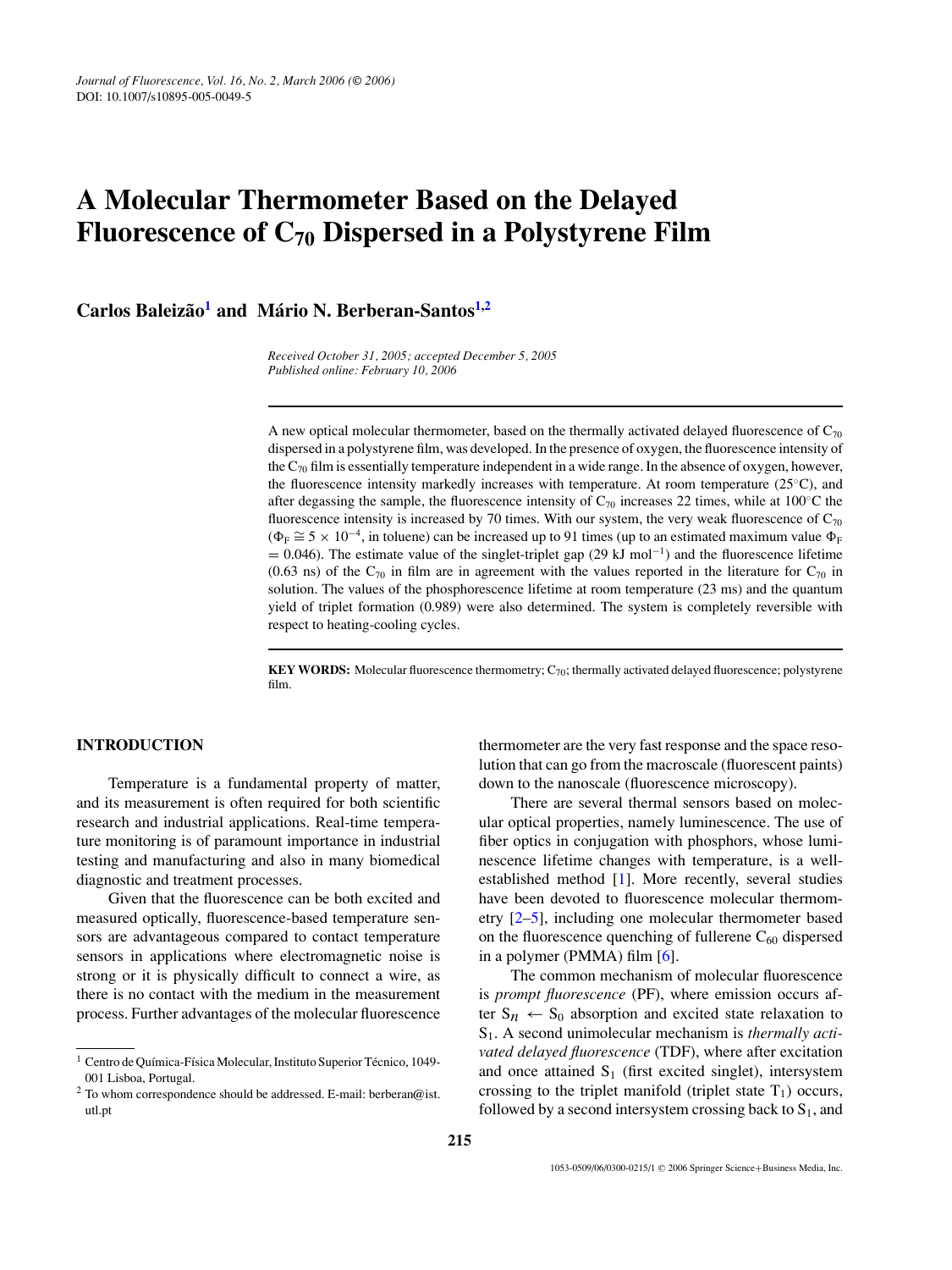# A Molecular Thermometer Based on the Delayed Fluorescence of $C_{70}$ Dispersed in a Polystyrene Film

**Carlos Baleizão**[1] **and Mário N. Berberan-Santos**[1,2]

*Received October 31, 2005; accepted December 5, 2005*
*Published online: February 10, 2006*

A new optical molecular thermometer, based on the thermally activated delayed fluorescence of $C_{70}$ dispersed in a polystyrene film, was developed. In the presence of oxygen, the fluorescence intensity of the $C_{70}$ film is essentially temperature independent in a wide range. In the absence of oxygen, however, the fluorescence intensity markedly increases with temperature. At room temperature (25°C), and after degassing the sample, the fluorescence intensity of $C_{70}$ increases 22 times, while at 100°C the fluorescence intensity is increased by 70 times. With our system, the very weak fluorescence of $C_{70}$ ($\Phi_F \cong 5 \times 10^{-4}$, in toluene) can be increased up to 91 times (up to an estimated maximum value $\Phi_F = 0.046$). The estimate value of the singlet-triplet gap (29 kJ mol$^{-1}$) and the fluorescence lifetime (0.63 ns) of the $C_{70}$ in film are in agreement with the values reported in the literature for $C_{70}$ in solution. The values of the phosphorescence lifetime at room temperature (23 ms) and the quantum yield of triplet formation (0.989) were also determined. The system is completely reversible with respect to heating-cooling cycles.

**KEY WORDS:** Molecular fluorescence thermometry; $C_{70}$; thermally activated delayed fluorescence; polystyrene film.

## INTRODUCTION

Temperature is a fundamental property of matter, and its measurement is often required for both scientific research and industrial applications. Real-time temperature monitoring is of paramount importance in industrial testing and manufacturing and also in many biomedical diagnostic and treatment processes.

Given that the fluorescence can be both excited and measured optically, fluorescence-based temperature sensors are advantageous compared to contact temperature sensors in applications where electromagnetic noise is strong or it is physically difficult to connect a wire, as there is no contact with the medium in the measurement process. Further advantages of the molecular fluorescence thermometer are the very fast response and the space resolution that can go from the macroscale (fluorescent paints) down to the nanoscale (fluorescence microscopy).

There are several thermal sensors based on molecular optical properties, namely luminescence. The use of fiber optics in conjugation with phosphors, whose luminescence lifetime changes with temperature, is a well-established method [1]. More recently, several studies have been devoted to fluorescence molecular thermometry [2–5], including one molecular thermometer based on the fluorescence quenching of fullerene $C_{60}$ dispersed in a polymer (PMMA) film [6].

The common mechanism of molecular fluorescence is *prompt fluorescence* (PF), where emission occurs after $S_n \leftarrow S_0$ absorption and excited state relaxation to $S_1$. A second unimolecular mechanism is *thermally activated delayed fluorescence* (TDF), where after excitation and once attained $S_1$ (first excited singlet), intersystem crossing to the triplet manifold (triplet state $T_1$) occurs, followed by a second intersystem crossing back to $S_1$, and

[1] Centro de Química-Física Molecular, Instituto Superior Técnico, 1049-001 Lisboa, Portugal.

[2] To whom correspondence should be addressed. E-mail: berberan@ist.utl.pt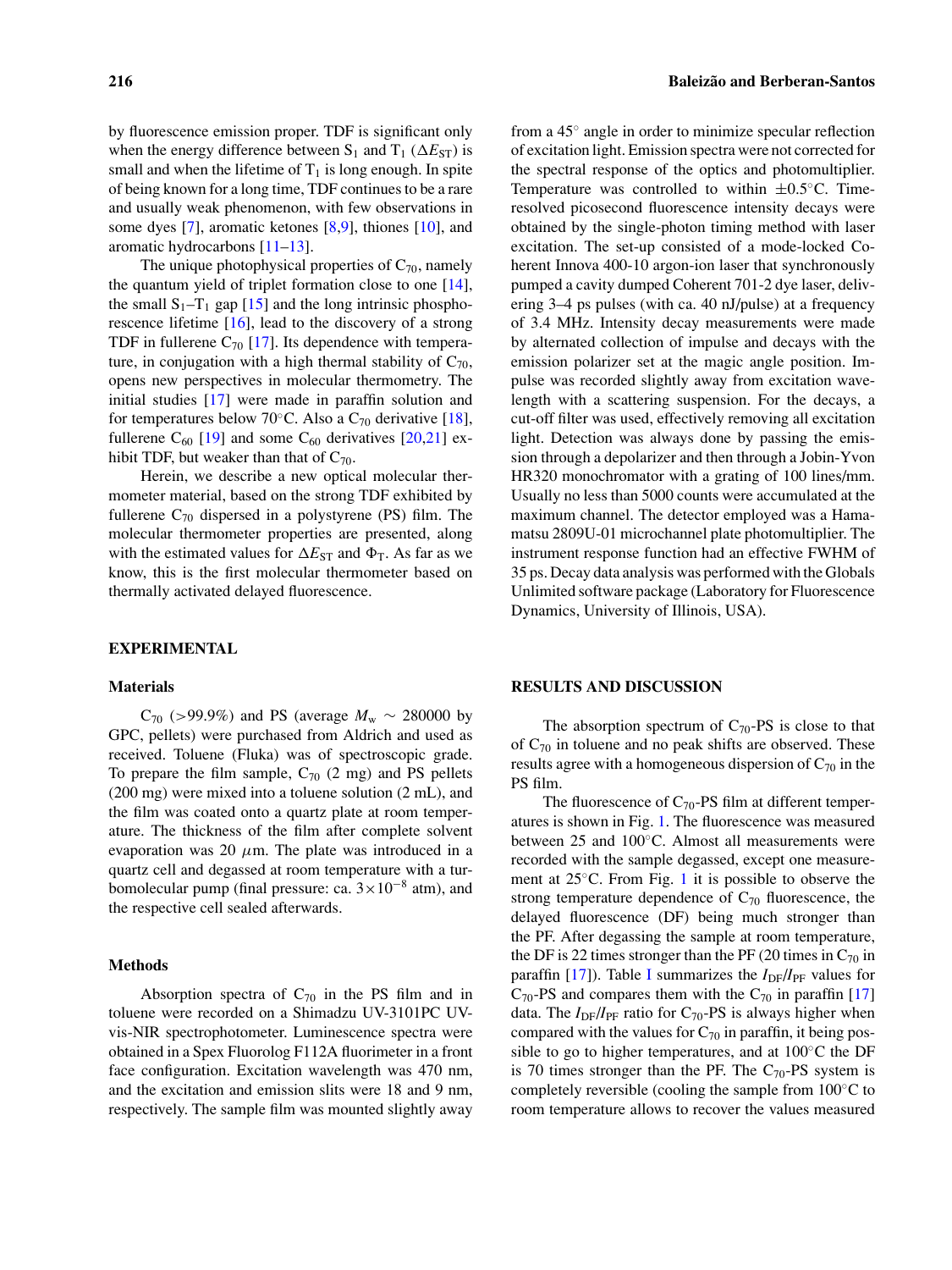by fluorescence emission proper. TDF is significant only when the energy difference between $S_1$ and $T_1$ ($\Delta E_{ST}$) is small and when the lifetime of $T_1$ is long enough. In spite of being known for a long time, TDF continues to be a rare and usually weak phenomenon, with few observations in some dyes [7], aromatic ketones [8,9], thiones [10], and aromatic hydrocarbons [11–13].

The unique photophysical properties of $C_{70}$, namely the quantum yield of triplet formation close to one [14], the small $S_1$–$T_1$ gap [15] and the long intrinsic phosphorescence lifetime [16], lead to the discovery of a strong TDF in fullerene $C_{70}$ [17]. Its dependence with temperature, in conjugation with a high thermal stability of $C_{70}$, opens new perspectives in molecular thermometry. The initial studies [17] were made in paraffin solution and for temperatures below 70°C. Also a $C_{70}$ derivative [18], fullerene $C_{60}$ [19] and some $C_{60}$ derivatives [20,21] exhibit TDF, but weaker than that of $C_{70}$.

Herein, we describe a new optical molecular thermometer material, based on the strong TDF exhibited by fullerene $C_{70}$ dispersed in a polystyrene (PS) film. The molecular thermometer properties are presented, along with the estimated values for $\Delta E_{ST}$ and $\Phi_T$. As far as we know, this is the first molecular thermometer based on thermally activated delayed fluorescence.

## EXPERIMENTAL

### Materials

$C_{70}$ (>99.9%) and PS (average $M_w \sim 280000$ by GPC, pellets) were purchased from Aldrich and used as received. Toluene (Fluka) was of spectroscopic grade. To prepare the film sample, $C_{70}$ (2 mg) and PS pellets (200 mg) were mixed into a toluene solution (2 mL), and the film was coated onto a quartz plate at room temperature. The thickness of the film after complete solvent evaporation was 20 $\mu$m. The plate was introduced in a quartz cell and degassed at room temperature with a turbomolecular pump (final pressure: ca. $3\times10^{-8}$ atm), and the respective cell sealed afterwards.

### Methods

Absorption spectra of $C_{70}$ in the PS film and in toluene were recorded on a Shimadzu UV-3101PC UV-vis-NIR spectrophotometer. Luminescence spectra were obtained in a Spex Fluorolog F112A fluorimeter in a front face configuration. Excitation wavelength was 470 nm, and the excitation and emission slits were 18 and 9 nm, respectively. The sample film was mounted slightly away from a 45° angle in order to minimize specular reflection of excitation light. Emission spectra were not corrected for the spectral response of the optics and photomultiplier. Temperature was controlled to within ±0.5°C. Time-resolved picosecond fluorescence intensity decays were obtained by the single-photon timing method with laser excitation. The set-up consisted of a mode-locked Coherent Innova 400-10 argon-ion laser that synchronously pumped a cavity dumped Coherent 701-2 dye laser, delivering 3–4 ps pulses (with ca. 40 nJ/pulse) at a frequency of 3.4 MHz. Intensity decay measurements were made by alternated collection of impulse and decays with the emission polarizer set at the magic angle position. Impulse was recorded slightly away from excitation wavelength with a scattering suspension. For the decays, a cut-off filter was used, effectively removing all excitation light. Detection was always done by passing the emission through a depolarizer and then through a Jobin-Yvon HR320 monochromator with a grating of 100 lines/mm. Usually no less than 5000 counts were accumulated at the maximum channel. The detector employed was a Hamamatsu 2809U-01 microchannel plate photomultiplier. The instrument response function had an effective FWHM of 35 ps. Decay data analysis was performed with the Globals Unlimited software package (Laboratory for Fluorescence Dynamics, University of Illinois, USA).

## RESULTS AND DISCUSSION

The absorption spectrum of $C_{70}$-PS is close to that of $C_{70}$ in toluene and no peak shifts are observed. These results agree with a homogeneous dispersion of $C_{70}$ in the PS film.

The fluorescence of $C_{70}$-PS film at different temperatures is shown in Fig. 1. The fluorescence was measured between 25 and 100°C. Almost all measurements were recorded with the sample degassed, except one measurement at 25°C. From Fig. 1 it is possible to observe the strong temperature dependence of $C_{70}$ fluorescence, the delayed fluorescence (DF) being much stronger than the PF. After degassing the sample at room temperature, the DF is 22 times stronger than the PF (20 times in $C_{70}$ in paraffin [17]). Table I summarizes the $I_{DF}/I_{PF}$ values for $C_{70}$-PS and compares them with the $C_{70}$ in paraffin [17] data. The $I_{DF}/I_{PF}$ ratio for $C_{70}$-PS is always higher when compared with the values for $C_{70}$ in paraffin, it being possible to go to higher temperatures, and at 100°C the DF is 70 times stronger than the PF. The $C_{70}$-PS system is completely reversible (cooling the sample from 100°C to room temperature allows to recover the values measured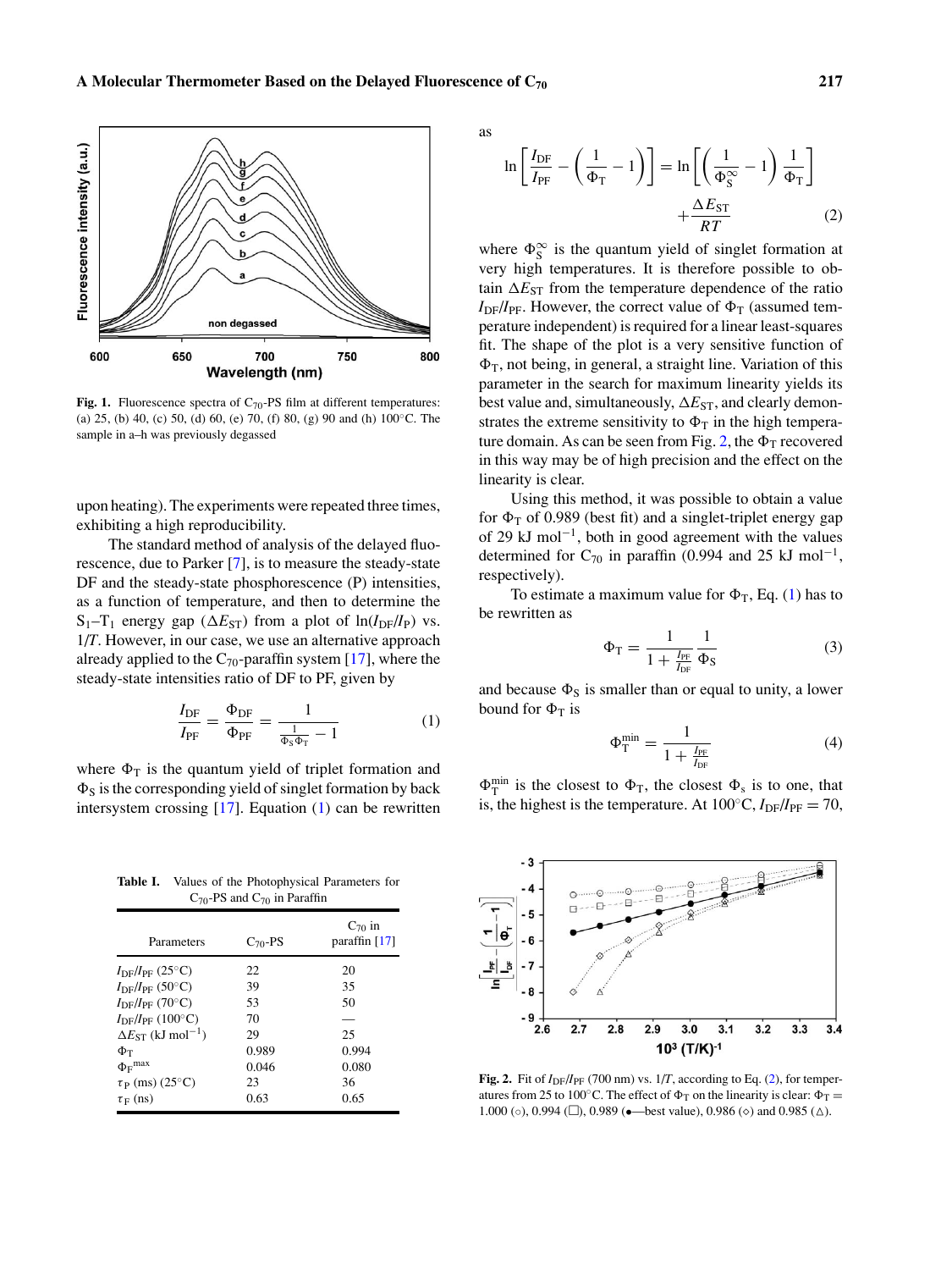Fig. 1. Fluorescence spectra of $C_{70}$-PS film at different temperatures: (a) 25, (b) 40, (c) 50, (d) 60, (e) 70, (f) 80, (g) 90 and (h) 100°C. The sample in a–h was previously degassed

upon heating). The experiments were repeated three times, exhibiting a high reproducibility.

The standard method of analysis of the delayed fluorescence, due to Parker [7], is to measure the steady-state DF and the steady-state phosphorescence (P) intensities, as a function of temperature, and then to determine the $S_1$–$T_1$ energy gap ($\Delta E_{ST}$) from a plot of $\ln(I_{DF}/I_P)$ vs. $1/T$. However, in our case, we use an alternative approach already applied to the $C_{70}$-paraffin system [17], where the steady-state intensities ratio of DF to PF, given by

$$\frac{I_{DF}}{I_{PF}} = \frac{\Phi_{DF}}{\Phi_{PF}} = \frac{1}{\frac{1}{\Phi_S \Phi_T} - 1} \tag{1}$$

where $\Phi_T$ is the quantum yield of triplet formation and $\Phi_S$ is the corresponding yield of singlet formation by back intersystem crossing [17]. Equation (1) can be rewritten as

$$\ln\left[\frac{I_{DF}}{I_{PF}} - \left(\frac{1}{\Phi_T} - 1\right)\right] = \ln\left[\left(\frac{1}{\Phi_S^{\infty}} - 1\right)\frac{1}{\Phi_T}\right] + \frac{\Delta E_{ST}}{RT} \tag{2}$$

where $\Phi_S^{\infty}$ is the quantum yield of singlet formation at very high temperatures. It is therefore possible to obtain $\Delta E_{ST}$ from the temperature dependence of the ratio $I_{DF}/I_{PF}$. However, the correct value of $\Phi_T$ (assumed temperature independent) is required for a linear least-squares fit. The shape of the plot is a very sensitive function of $\Phi_T$, not being, in general, a straight line. Variation of this parameter in the search for maximum linearity yields its best value and, simultaneously, $\Delta E_{ST}$, and clearly demonstrates the extreme sensitivity to $\Phi_T$ in the high temperature domain. As can be seen from Fig. 2, the $\Phi_T$ recovered in this way may be of high precision and the effect on the linearity is clear.

Using this method, it was possible to obtain a value for $\Phi_T$ of 0.989 (best fit) and a singlet-triplet energy gap of 29 kJ mol$^{-1}$, both in good agreement with the values determined for $C_{70}$ in paraffin (0.994 and 25 kJ mol$^{-1}$, respectively).

To estimate a maximum value for $\Phi_T$, Eq. (1) has to be rewritten as

$$\Phi_T = \frac{1}{1 + \frac{I_{PF}}{I_{DF}}} \frac{1}{\Phi_S} \tag{3}$$

and because $\Phi_S$ is smaller than or equal to unity, a lower bound for $\Phi_T$ is

$$\Phi_T^{min} = \frac{1}{1 + \frac{I_{PF}}{I_{DF}}} \tag{4}$$

$\Phi_T^{min}$ is the closest to $\Phi_T$, the closest $\Phi_s$ is to one, that is, the highest is the temperature. At 100°C, $I_{DF}/I_{PF} = 70$,

**Table I.** Values of the Photophysical Parameters for $C_{70}$-PS and $C_{70}$ in Paraffin

| Parameters | $C_{70}$-PS | $C_{70}$ in paraffin [17] |
|---|---|---|
| $I_{DF}/I_{PF}$ (25°C) | 22 | 20 |
| $I_{DF}/I_{PF}$ (50°C) | 39 | 35 |
| $I_{DF}/I_{PF}$ (70°C) | 53 | 50 |
| $I_{DF}/I_{PF}$ (100°C) | 70 | — |
| $\Delta E_{ST}$ (kJ mol$^{-1}$) | 29 | 25 |
| $\Phi_T$ | 0.989 | 0.994 |
| $\Phi_F^{max}$ | 0.046 | 0.080 |
| $\tau_P$ (ms) (25°C) | 23 | 36 |
| $\tau_F$ (ns) | 0.63 | 0.65 |

Fig. 2. Fit of $I_{DF}/I_{PF}$ (700 nm) vs. $1/T$, according to Eq. (2), for temperatures from 25 to 100°C. The effect of $\Phi_T$ on the linearity is clear: $\Phi_T$ = 1.000 (○), 0.994 (□), 0.989 (●—best value), 0.986 (◇) and 0.985 (△).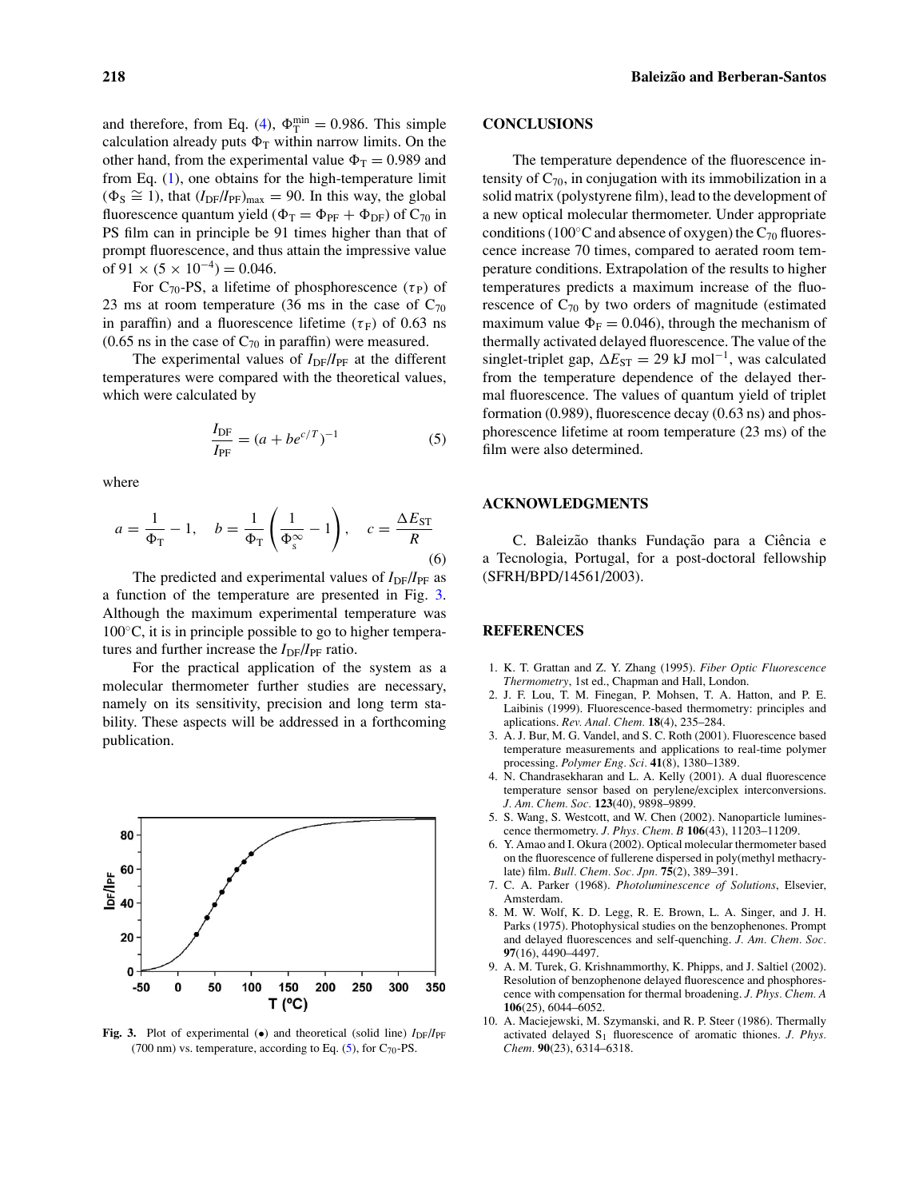and therefore, from Eq. (4), $\Phi_T^{min} = 0.986$. This simple calculation already puts $\Phi_T$ within narrow limits. On the other hand, from the experimental value $\Phi_T = 0.989$ and from Eq. (1), one obtains for the high-temperature limit ($\Phi_S \cong 1$), that $(I_{DF}/I_{PF})_{max} = 90$. In this way, the global fluorescence quantum yield ($\Phi_T = \Phi_{PF} + \Phi_{DF}$) of $C_{70}$ in PS film can in principle be 91 times higher than that of prompt fluorescence, and thus attain the impressive value of $91 \times (5 \times 10^{-4}) = 0.046$.

For $C_{70}$-PS, a lifetime of phosphorescence ($\tau_P$) of 23 ms at room temperature (36 ms in the case of $C_{70}$ in paraffin) and a fluorescence lifetime ($\tau_F$) of 0.63 ns (0.65 ns in the case of $C_{70}$ in paraffin) were measured.

The experimental values of $I_{DF}/I_{PF}$ at the different temperatures were compared with the theoretical values, which were calculated by

$$\frac{I_{DF}}{I_{PF}} = (a + be^{c/T})^{-1} \tag{5}$$

where

$$a = \frac{1}{\Phi_T} - 1, \quad b = \frac{1}{\Phi_T}\left(\frac{1}{\Phi_s^{\infty}} - 1\right), \quad c = \frac{\Delta E_{ST}}{R} \tag{6}$$

The predicted and experimental values of $I_{DF}/I_{PF}$ as a function of the temperature are presented in Fig. 3. Although the maximum experimental temperature was 100°C, it is in principle possible to go to higher temperatures and further increase the $I_{DF}/I_{PF}$ ratio.

For the practical application of the system as a molecular thermometer further studies are necessary, namely on its sensitivity, precision and long term stability. These aspects will be addressed in a forthcoming publication.

**Fig. 3.** Plot of experimental (•) and theoretical (solid line) $I_{DF}/I_{PF}$ (700 nm) vs. temperature, according to Eq. (5), for $C_{70}$-PS.

## CONCLUSIONS

The temperature dependence of the fluorescence intensity of $C_{70}$, in conjugation with its immobilization in a solid matrix (polystyrene film), lead to the development of a new optical molecular thermometer. Under appropriate conditions (100°C and absence of oxygen) the $C_{70}$ fluorescence increase 70 times, compared to aerated room temperature conditions. Extrapolation of the results to higher temperatures predicts a maximum increase of the fluorescence of $C_{70}$ by two orders of magnitude (estimated maximum value $\Phi_F = 0.046$), through the mechanism of thermally activated delayed fluorescence. The value of the singlet-triplet gap, $\Delta E_{ST} = 29$ kJ mol$^{-1}$, was calculated from the temperature dependence of the delayed thermal fluorescence. The values of quantum yield of triplet formation (0.989), fluorescence decay (0.63 ns) and phosphorescence lifetime at room temperature (23 ms) of the film were also determined.

## ACKNOWLEDGMENTS

C. Baleizão thanks Fundação para a Ciência e a Tecnologia, Portugal, for a post-doctoral fellowship (SFRH/BPD/14561/2003).

## REFERENCES

1. K. T. Grattan and Z. Y. Zhang (1995). *Fiber Optic Fluorescence Thermometry*, 1st ed., Chapman and Hall, London.
2. J. F. Lou, T. M. Finegan, P. Mohsen, T. A. Hatton, and P. E. Laibinis (1999). Fluorescence-based thermometry: principles and aplications. *Rev. Anal. Chem.* **18**(4), 235–284.
3. A. J. Bur, M. G. Vandel, and S. C. Roth (2001). Fluorescence based temperature measurements and applications to real-time polymer processing. *Polymer Eng. Sci.* **41**(8), 1380–1389.
4. N. Chandrasekharan and L. A. Kelly (2001). A dual fluorescence temperature sensor based on perylene/exciplex interconversions. *J. Am. Chem. Soc.* **123**(40), 9898–9899.
5. S. Wang, S. Westcott, and W. Chen (2002). Nanoparticle luminescence thermometry. *J. Phys. Chem. B* **106**(43), 11203–11209.
6. Y. Amao and I. Okura (2002). Optical molecular thermometer based on the fluorescence of fullerene dispersed in poly(methyl methacrylate) film. *Bull. Chem. Soc. Jpn.* **75**(2), 389–391.
7. C. A. Parker (1968). *Photoluminescence of Solutions*, Elsevier, Amsterdam.
8. M. W. Wolf, K. D. Legg, R. E. Brown, L. A. Singer, and J. H. Parks (1975). Photophysical studies on the benzophenones. Prompt and delayed fluorescences and self-quenching. *J. Am. Chem. Soc.* **97**(16), 4490–4497.
9. A. M. Turek, G. Krishnammorthy, K. Phipps, and J. Saltiel (2002). Resolution of benzophenone delayed fluorescence and phosphorescence with compensation for thermal broadening. *J. Phys. Chem. A* **106**(25), 6044–6052.
10. A. Maciejewski, M. Szymanski, and R. P. Steer (1986). Thermally activated delayed $S_1$ fluorescence of aromatic thiones. *J. Phys. Chem.* **90**(23), 6314–6318.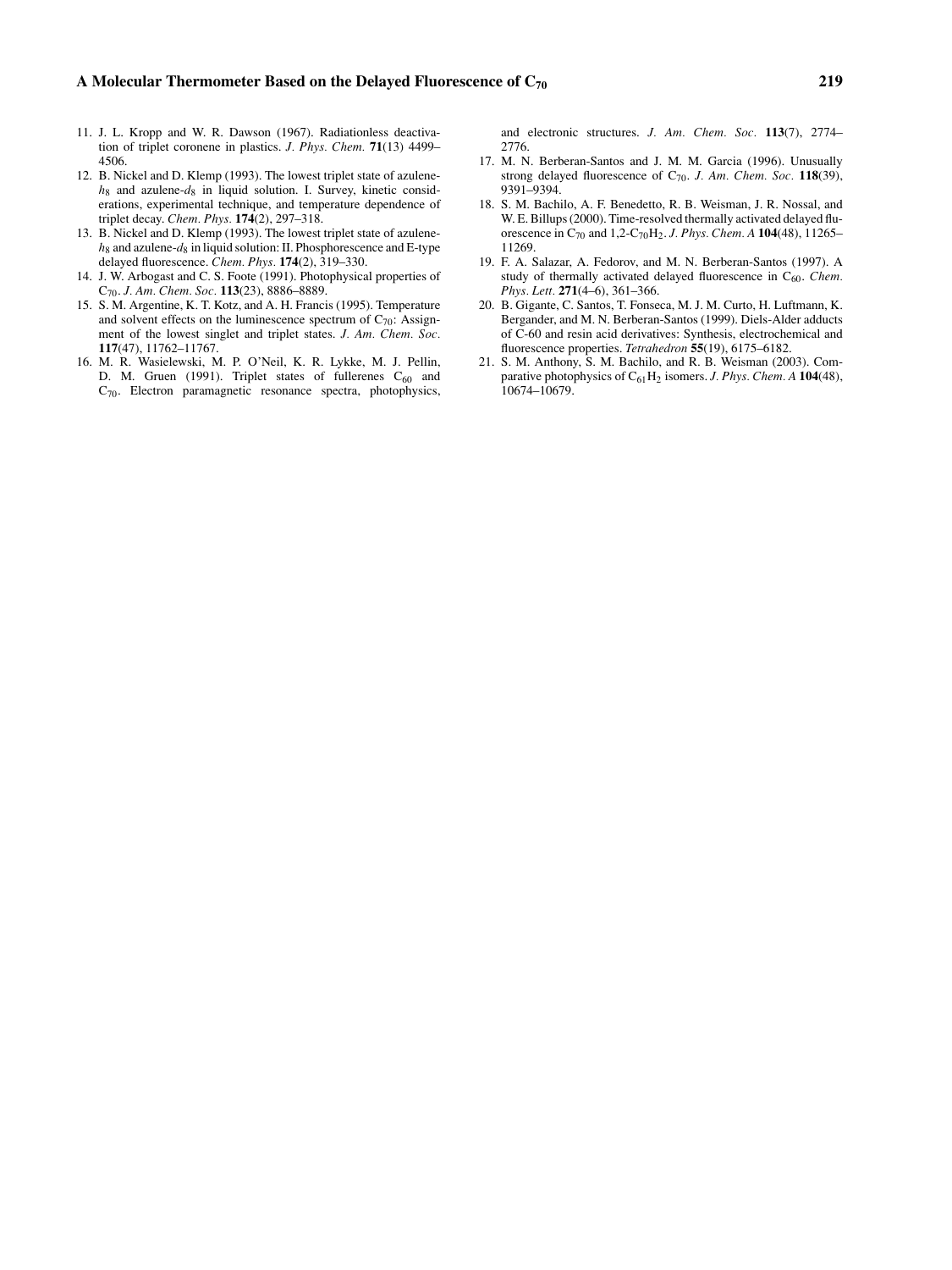11. J. L. Kropp and W. R. Dawson (1967). Radiationless deactivation of triplet coronene in plastics. *J. Phys. Chem.* **71**(13) 4499–4506.
12. B. Nickel and D. Klemp (1993). The lowest triplet state of azulene-$h_8$ and azulene-$d_8$ in liquid solution. I. Survey, kinetic considerations, experimental technique, and temperature dependence of triplet decay. *Chem. Phys.* **174**(2), 297–318.
13. B. Nickel and D. Klemp (1993). The lowest triplet state of azulene-$h_8$ and azulene-$d_8$ in liquid solution: II. Phosphorescence and E-type delayed fluorescence. *Chem. Phys.* **174**(2), 319–330.
14. J. W. Arbogast and C. S. Foote (1991). Photophysical properties of $C_{70}$. *J. Am. Chem. Soc.* **113**(23), 8886–8889.
15. S. M. Argentine, K. T. Kotz, and A. H. Francis (1995). Temperature and solvent effects on the luminescence spectrum of $C_{70}$: Assignment of the lowest singlet and triplet states. *J. Am. Chem. Soc.* **117**(47), 11762–11767.
16. M. R. Wasielewski, M. P. O'Neil, K. R. Lykke, M. J. Pellin, D. M. Gruen (1991). Triplet states of fullerenes $C_{60}$ and $C_{70}$. Electron paramagnetic resonance spectra, photophysics, and electronic structures. *J. Am. Chem. Soc.* **113**(7), 2774–2776.
17. M. N. Berberan-Santos and J. M. M. Garcia (1996). Unusually strong delayed fluorescence of $C_{70}$. *J. Am. Chem. Soc.* **118**(39), 9391–9394.
18. S. M. Bachilo, A. F. Benedetto, R. B. Weisman, J. R. Nossal, and W. E. Billups (2000). Time-resolved thermally activated delayed fluorescence in $C_{70}$ and 1,2-$C_{70}H_2$. *J. Phys. Chem. A* **104**(48), 11265–11269.
19. F. A. Salazar, A. Fedorov, and M. N. Berberan-Santos (1997). A study of thermally activated delayed fluorescence in $C_{60}$. *Chem. Phys. Lett.* **271**(4–6), 361–366.
20. B. Gigante, C. Santos, T. Fonseca, M. J. M. Curto, H. Luftmann, K. Bergander, and M. N. Berberan-Santos (1999). Diels-Alder adducts of C-60 and resin acid derivatives: Synthesis, electrochemical and fluorescence properties. *Tetrahedron* **55**(19), 6175–6182.
21. S. M. Anthony, S. M. Bachilo, and R. B. Weisman (2003). Comparative photophysics of $C_{61}H_2$ isomers. *J. Phys. Chem. A* **104**(48), 10674–10679.